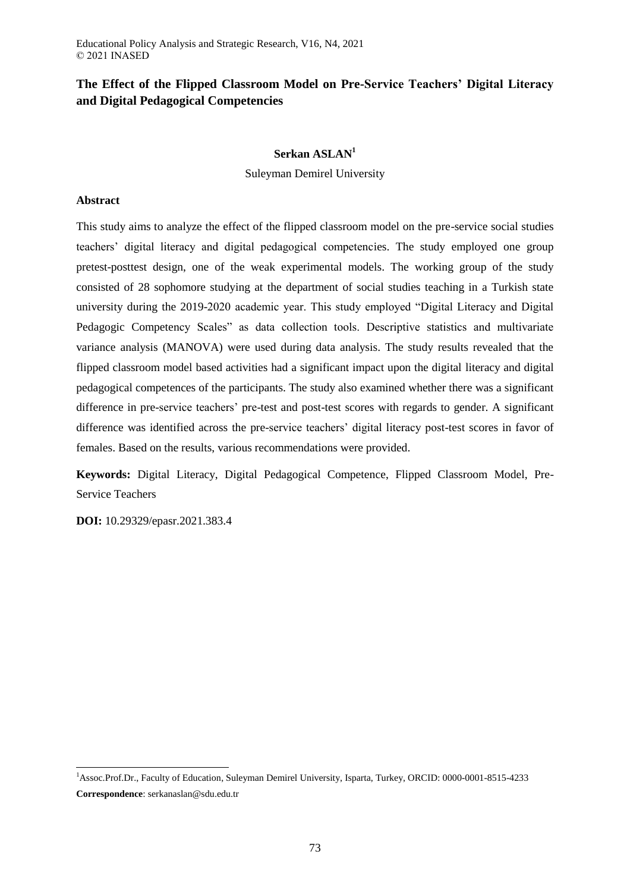# The Effect of the Flipped Classroom Model on Pre-Service Teachers' Digital Literacy and Digital Pedagogical Competencies

**Serkan ASLAN**[1]

Suleyman Demirel University

## Abstract

This study aims to analyze the effect of the flipped classroom model on the pre-service social studies teachers' digital literacy and digital pedagogical competencies. The study employed one group pretest-posttest design, one of the weak experimental models. The working group of the study consisted of 28 sophomore studying at the department of social studies teaching in a Turkish state university during the 2019-2020 academic year. This study employed "Digital Literacy and Digital Pedagogic Competency Scales" as data collection tools. Descriptive statistics and multivariate variance analysis (MANOVA) were used during data analysis. The study results revealed that the flipped classroom model based activities had a significant impact upon the digital literacy and digital pedagogical competences of the participants. The study also examined whether there was a significant difference in pre-service teachers' pre-test and post-test scores with regards to gender. A significant difference was identified across the pre-service teachers' digital literacy post-test scores in favor of females. Based on the results, various recommendations were provided.

**Keywords:** Digital Literacy, Digital Pedagogical Competence, Flipped Classroom Model, Pre-Service Teachers

**DOI:** 10.29329/epasr.2021.383.4

---

[1]Assoc.Prof.Dr., Faculty of Education, Suleyman Demirel University, Isparta, Turkey, ORCID: 0000-0001-8515-4233

**Correspondence**: serkanaslan@sdu.edu.tr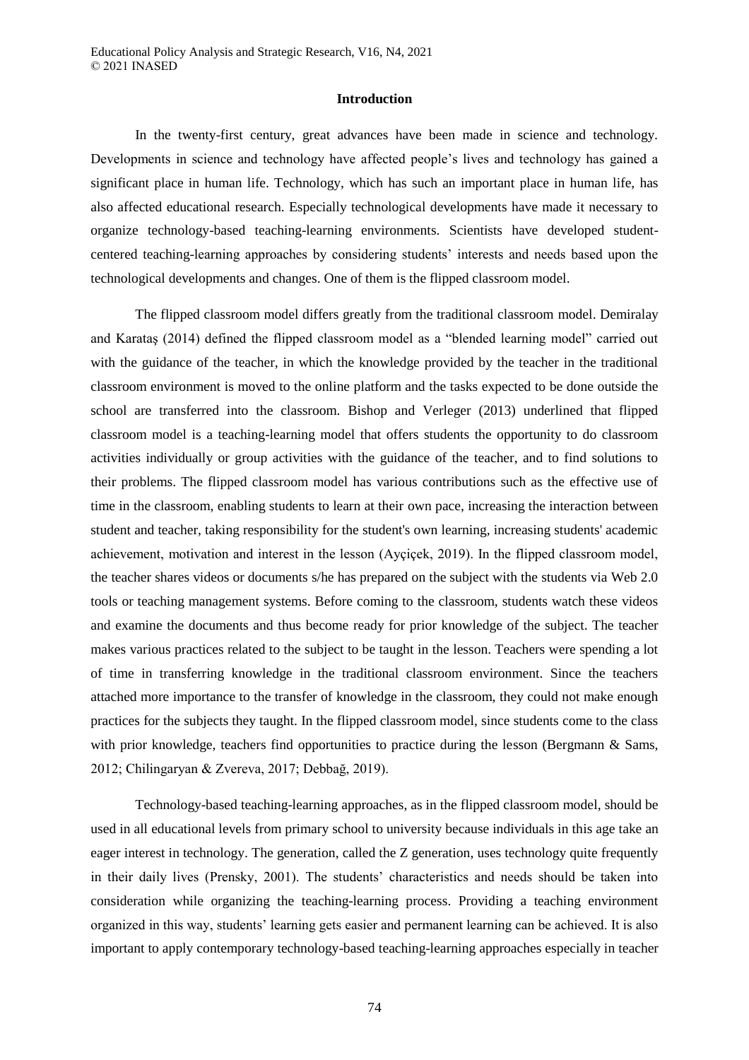## Introduction

In the twenty-first century, great advances have been made in science and technology. Developments in science and technology have affected people's lives and technology has gained a significant place in human life. Technology, which has such an important place in human life, has also affected educational research. Especially technological developments have made it necessary to organize technology-based teaching-learning environments. Scientists have developed student-centered teaching-learning approaches by considering students' interests and needs based upon the technological developments and changes. One of them is the flipped classroom model.

The flipped classroom model differs greatly from the traditional classroom model. Demiralay and Karataş (2014) defined the flipped classroom model as a "blended learning model" carried out with the guidance of the teacher, in which the knowledge provided by the teacher in the traditional classroom environment is moved to the online platform and the tasks expected to be done outside the school are transferred into the classroom. Bishop and Verleger (2013) underlined that flipped classroom model is a teaching-learning model that offers students the opportunity to do classroom activities individually or group activities with the guidance of the teacher, and to find solutions to their problems. The flipped classroom model has various contributions such as the effective use of time in the classroom, enabling students to learn at their own pace, increasing the interaction between student and teacher, taking responsibility for the student's own learning, increasing students' academic achievement, motivation and interest in the lesson (Ayçiçek, 2019). In the flipped classroom model, the teacher shares videos or documents s/he has prepared on the subject with the students via Web 2.0 tools or teaching management systems. Before coming to the classroom, students watch these videos and examine the documents and thus become ready for prior knowledge of the subject. The teacher makes various practices related to the subject to be taught in the lesson. Teachers were spending a lot of time in transferring knowledge in the traditional classroom environment. Since the teachers attached more importance to the transfer of knowledge in the classroom, they could not make enough practices for the subjects they taught. In the flipped classroom model, since students come to the class with prior knowledge, teachers find opportunities to practice during the lesson (Bergmann & Sams, 2012; Chilingaryan & Zvereva, 2017; Debbağ, 2019).

Technology-based teaching-learning approaches, as in the flipped classroom model, should be used in all educational levels from primary school to university because individuals in this age take an eager interest in technology. The generation, called the Z generation, uses technology quite frequently in their daily lives (Prensky, 2001). The students' characteristics and needs should be taken into consideration while organizing the teaching-learning process. Providing a teaching environment organized in this way, students' learning gets easier and permanent learning can be achieved. It is also important to apply contemporary technology-based teaching-learning approaches especially in teacher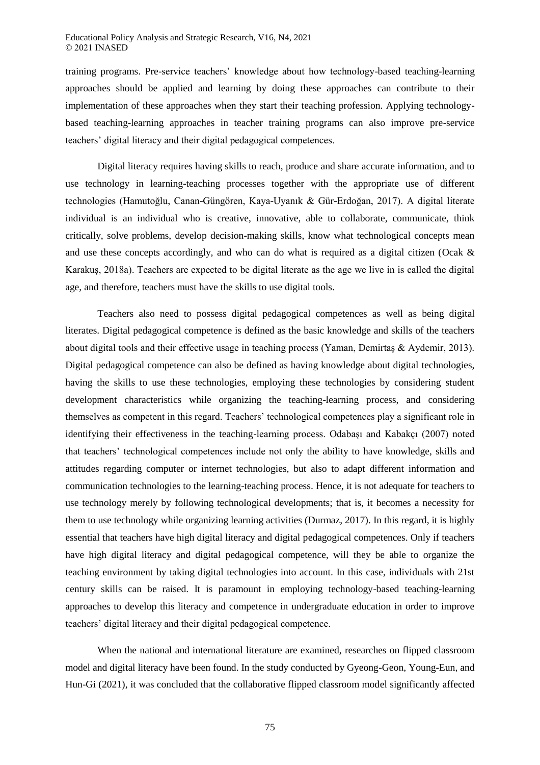training programs. Pre-service teachers' knowledge about how technology-based teaching-learning approaches should be applied and learning by doing these approaches can contribute to their implementation of these approaches when they start their teaching profession. Applying technology-based teaching-learning approaches in teacher training programs can also improve pre-service teachers' digital literacy and their digital pedagogical competences.

Digital literacy requires having skills to reach, produce and share accurate information, and to use technology in learning-teaching processes together with the appropriate use of different technologies (Hamutoğlu, Canan-Güngören, Kaya-Uyanık & Gür-Erdoğan, 2017). A digital literate individual is an individual who is creative, innovative, able to collaborate, communicate, think critically, solve problems, develop decision-making skills, know what technological concepts mean and use these concepts accordingly, and who can do what is required as a digital citizen (Ocak & Karakuş, 2018a). Teachers are expected to be digital literate as the age we live in is called the digital age, and therefore, teachers must have the skills to use digital tools.

Teachers also need to possess digital pedagogical competences as well as being digital literates. Digital pedagogical competence is defined as the basic knowledge and skills of the teachers about digital tools and their effective usage in teaching process (Yaman, Demirtaş & Aydemir, 2013). Digital pedagogical competence can also be defined as having knowledge about digital technologies, having the skills to use these technologies, employing these technologies by considering student development characteristics while organizing the teaching-learning process, and considering themselves as competent in this regard. Teachers' technological competences play a significant role in identifying their effectiveness in the teaching-learning process. Odabaşı and Kabakçı (2007) noted that teachers' technological competences include not only the ability to have knowledge, skills and attitudes regarding computer or internet technologies, but also to adapt different information and communication technologies to the learning-teaching process. Hence, it is not adequate for teachers to use technology merely by following technological developments; that is, it becomes a necessity for them to use technology while organizing learning activities (Durmaz, 2017). In this regard, it is highly essential that teachers have high digital literacy and digital pedagogical competences. Only if teachers have high digital literacy and digital pedagogical competence, will they be able to organize the teaching environment by taking digital technologies into account. In this case, individuals with 21st century skills can be raised. It is paramount in employing technology-based teaching-learning approaches to develop this literacy and competence in undergraduate education in order to improve teachers' digital literacy and their digital pedagogical competence.

When the national and international literature are examined, researches on flipped classroom model and digital literacy have been found. In the study conducted by Gyeong-Geon, Young-Eun, and Hun-Gi (2021), it was concluded that the collaborative flipped classroom model significantly affected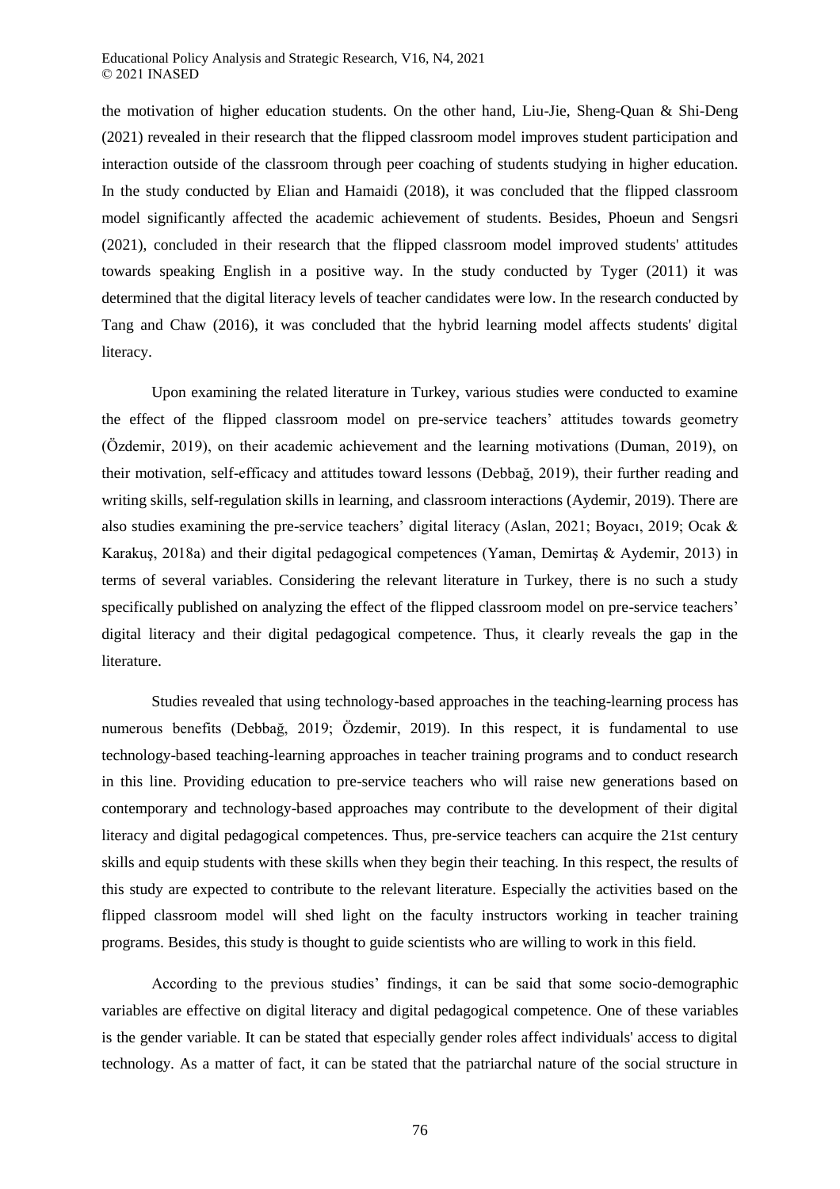the motivation of higher education students. On the other hand, Liu-Jie, Sheng-Quan & Shi-Deng (2021) revealed in their research that the flipped classroom model improves student participation and interaction outside of the classroom through peer coaching of students studying in higher education. In the study conducted by Elian and Hamaidi (2018), it was concluded that the flipped classroom model significantly affected the academic achievement of students. Besides, Phoeun and Sengsri (2021), concluded in their research that the flipped classroom model improved students' attitudes towards speaking English in a positive way. In the study conducted by Tyger (2011) it was determined that the digital literacy levels of teacher candidates were low. In the research conducted by Tang and Chaw (2016), it was concluded that the hybrid learning model affects students' digital literacy.

Upon examining the related literature in Turkey, various studies were conducted to examine the effect of the flipped classroom model on pre-service teachers' attitudes towards geometry (Özdemir, 2019), on their academic achievement and the learning motivations (Duman, 2019), on their motivation, self-efficacy and attitudes toward lessons (Debbağ, 2019), their further reading and writing skills, self-regulation skills in learning, and classroom interactions (Aydemir, 2019). There are also studies examining the pre-service teachers' digital literacy (Aslan, 2021; Boyacı, 2019; Ocak & Karakuş, 2018a) and their digital pedagogical competences (Yaman, Demirtaş & Aydemir, 2013) in terms of several variables. Considering the relevant literature in Turkey, there is no such a study specifically published on analyzing the effect of the flipped classroom model on pre-service teachers' digital literacy and their digital pedagogical competence. Thus, it clearly reveals the gap in the literature.

Studies revealed that using technology-based approaches in the teaching-learning process has numerous benefits (Debbağ, 2019; Özdemir, 2019). In this respect, it is fundamental to use technology-based teaching-learning approaches in teacher training programs and to conduct research in this line. Providing education to pre-service teachers who will raise new generations based on contemporary and technology-based approaches may contribute to the development of their digital literacy and digital pedagogical competences. Thus, pre-service teachers can acquire the 21st century skills and equip students with these skills when they begin their teaching. In this respect, the results of this study are expected to contribute to the relevant literature. Especially the activities based on the flipped classroom model will shed light on the faculty instructors working in teacher training programs. Besides, this study is thought to guide scientists who are willing to work in this field.

According to the previous studies' findings, it can be said that some socio-demographic variables are effective on digital literacy and digital pedagogical competence. One of these variables is the gender variable. It can be stated that especially gender roles affect individuals' access to digital technology. As a matter of fact, it can be stated that the patriarchal nature of the social structure in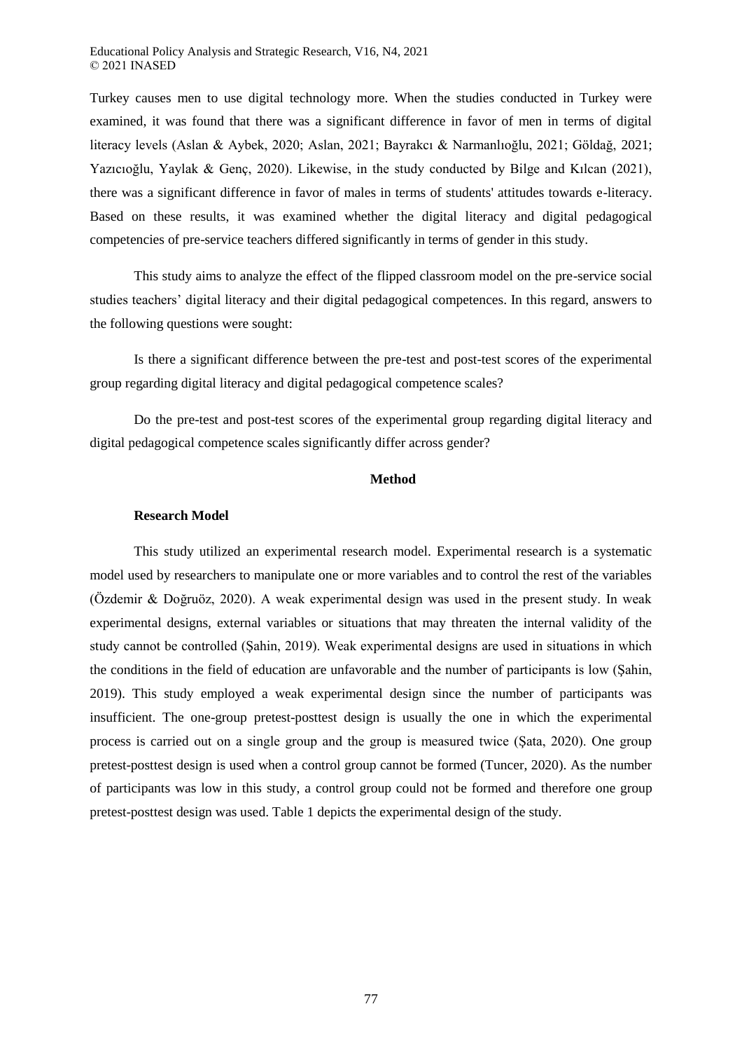Turkey causes men to use digital technology more. When the studies conducted in Turkey were examined, it was found that there was a significant difference in favor of men in terms of digital literacy levels (Aslan & Aybek, 2020; Aslan, 2021; Bayrakcı & Narmanlıoğlu, 2021; Göldağ, 2021; Yazıcıoğlu, Yaylak & Genç, 2020). Likewise, in the study conducted by Bilge and Kılcan (2021), there was a significant difference in favor of males in terms of students' attitudes towards e-literacy. Based on these results, it was examined whether the digital literacy and digital pedagogical competencies of pre-service teachers differed significantly in terms of gender in this study.

This study aims to analyze the effect of the flipped classroom model on the pre-service social studies teachers' digital literacy and their digital pedagogical competences. In this regard, answers to the following questions were sought:

Is there a significant difference between the pre-test and post-test scores of the experimental group regarding digital literacy and digital pedagogical competence scales?

Do the pre-test and post-test scores of the experimental group regarding digital literacy and digital pedagogical competence scales significantly differ across gender?

## Method

### Research Model

This study utilized an experimental research model. Experimental research is a systematic model used by researchers to manipulate one or more variables and to control the rest of the variables (Özdemir & Doğruöz, 2020). A weak experimental design was used in the present study. In weak experimental designs, external variables or situations that may threaten the internal validity of the study cannot be controlled (Şahin, 2019). Weak experimental designs are used in situations in which the conditions in the field of education are unfavorable and the number of participants is low (Şahin, 2019). This study employed a weak experimental design since the number of participants was insufficient. The one-group pretest-posttest design is usually the one in which the experimental process is carried out on a single group and the group is measured twice (Şata, 2020). One group pretest-posttest design is used when a control group cannot be formed (Tuncer, 2020). As the number of participants was low in this study, a control group could not be formed and therefore one group pretest-posttest design was used. Table 1 depicts the experimental design of the study.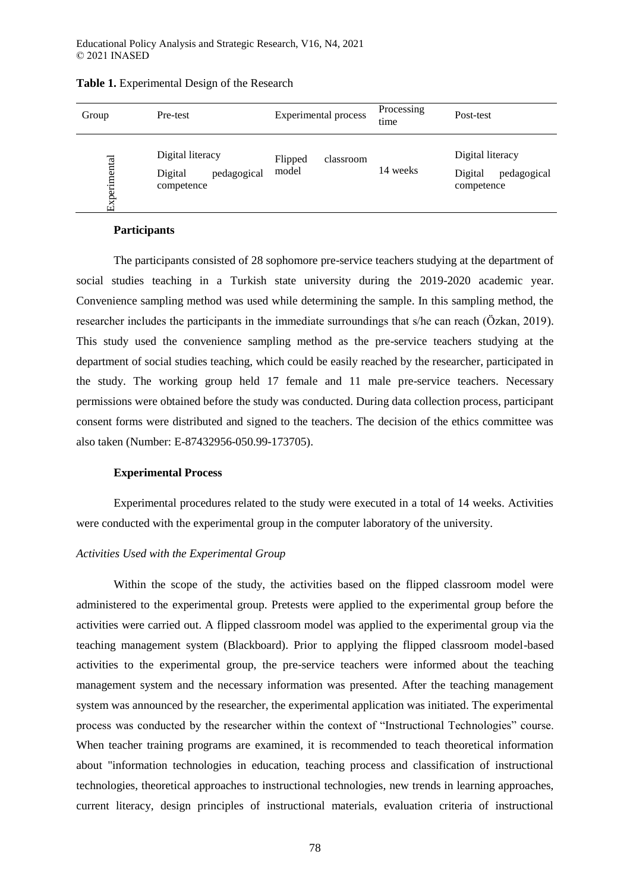**Table 1.** Experimental Design of the Research

| Group | Pre-test | Experimental process | Processing time | Post-test |
|---|---|---|---|---|
| Experimental | Digital literacy<br>Digital pedagogical competence | Flipped classroom model | 14 weeks | Digital literacy<br>Digital pedagogical competence |

**Participants**

The participants consisted of 28 sophomore pre-service teachers studying at the department of social studies teaching in a Turkish state university during the 2019-2020 academic year. Convenience sampling method was used while determining the sample. In this sampling method, the researcher includes the participants in the immediate surroundings that s/he can reach (Özkan, 2019). This study used the convenience sampling method as the pre-service teachers studying at the department of social studies teaching, which could be easily reached by the researcher, participated in the study. The working group held 17 female and 11 male pre-service teachers. Necessary permissions were obtained before the study was conducted. During data collection process, participant consent forms were distributed and signed to the teachers. The decision of the ethics committee was also taken (Number: E-87432956-050.99-173705).

**Experimental Process**

Experimental procedures related to the study were executed in a total of 14 weeks. Activities were conducted with the experimental group in the computer laboratory of the university.

*Activities Used with the Experimental Group*

Within the scope of the study, the activities based on the flipped classroom model were administered to the experimental group. Pretests were applied to the experimental group before the activities were carried out. A flipped classroom model was applied to the experimental group via the teaching management system (Blackboard). Prior to applying the flipped classroom model-based activities to the experimental group, the pre-service teachers were informed about the teaching management system and the necessary information was presented. After the teaching management system was announced by the researcher, the experimental application was initiated. The experimental process was conducted by the researcher within the context of "Instructional Technologies" course. When teacher training programs are examined, it is recommended to teach theoretical information about "information technologies in education, teaching process and classification of instructional technologies, theoretical approaches to instructional technologies, new trends in learning approaches, current literacy, design principles of instructional materials, evaluation criteria of instructional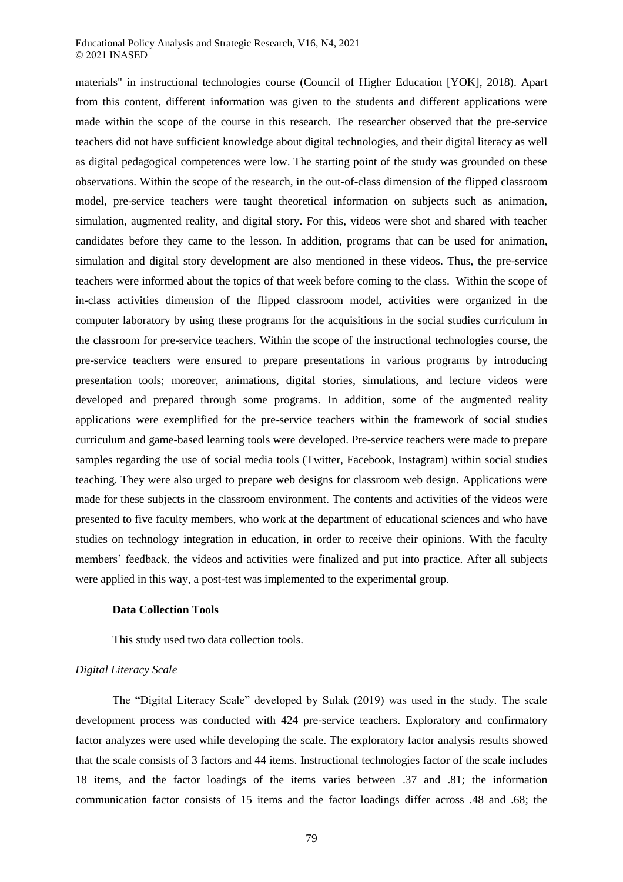materials" in instructional technologies course (Council of Higher Education [YOK], 2018). Apart from this content, different information was given to the students and different applications were made within the scope of the course in this research. The researcher observed that the pre-service teachers did not have sufficient knowledge about digital technologies, and their digital literacy as well as digital pedagogical competences were low. The starting point of the study was grounded on these observations. Within the scope of the research, in the out-of-class dimension of the flipped classroom model, pre-service teachers were taught theoretical information on subjects such as animation, simulation, augmented reality, and digital story. For this, videos were shot and shared with teacher candidates before they came to the lesson. In addition, programs that can be used for animation, simulation and digital story development are also mentioned in these videos. Thus, the pre-service teachers were informed about the topics of that week before coming to the class. Within the scope of in-class activities dimension of the flipped classroom model, activities were organized in the computer laboratory by using these programs for the acquisitions in the social studies curriculum in the classroom for pre-service teachers. Within the scope of the instructional technologies course, the pre-service teachers were ensured to prepare presentations in various programs by introducing presentation tools; moreover, animations, digital stories, simulations, and lecture videos were developed and prepared through some programs. In addition, some of the augmented reality applications were exemplified for the pre-service teachers within the framework of social studies curriculum and game-based learning tools were developed. Pre-service teachers were made to prepare samples regarding the use of social media tools (Twitter, Facebook, Instagram) within social studies teaching. They were also urged to prepare web designs for classroom web design. Applications were made for these subjects in the classroom environment. The contents and activities of the videos were presented to five faculty members, who work at the department of educational sciences and who have studies on technology integration in education, in order to receive their opinions. With the faculty members' feedback, the videos and activities were finalized and put into practice. After all subjects were applied in this way, a post-test was implemented to the experimental group.

### Data Collection Tools

This study used two data collection tools.

*Digital Literacy Scale*

The "Digital Literacy Scale" developed by Sulak (2019) was used in the study. The scale development process was conducted with 424 pre-service teachers. Exploratory and confirmatory factor analyzes were used while developing the scale. The exploratory factor analysis results showed that the scale consists of 3 factors and 44 items. Instructional technologies factor of the scale includes 18 items, and the factor loadings of the items varies between .37 and .81; the information communication factor consists of 15 items and the factor loadings differ across .48 and .68; the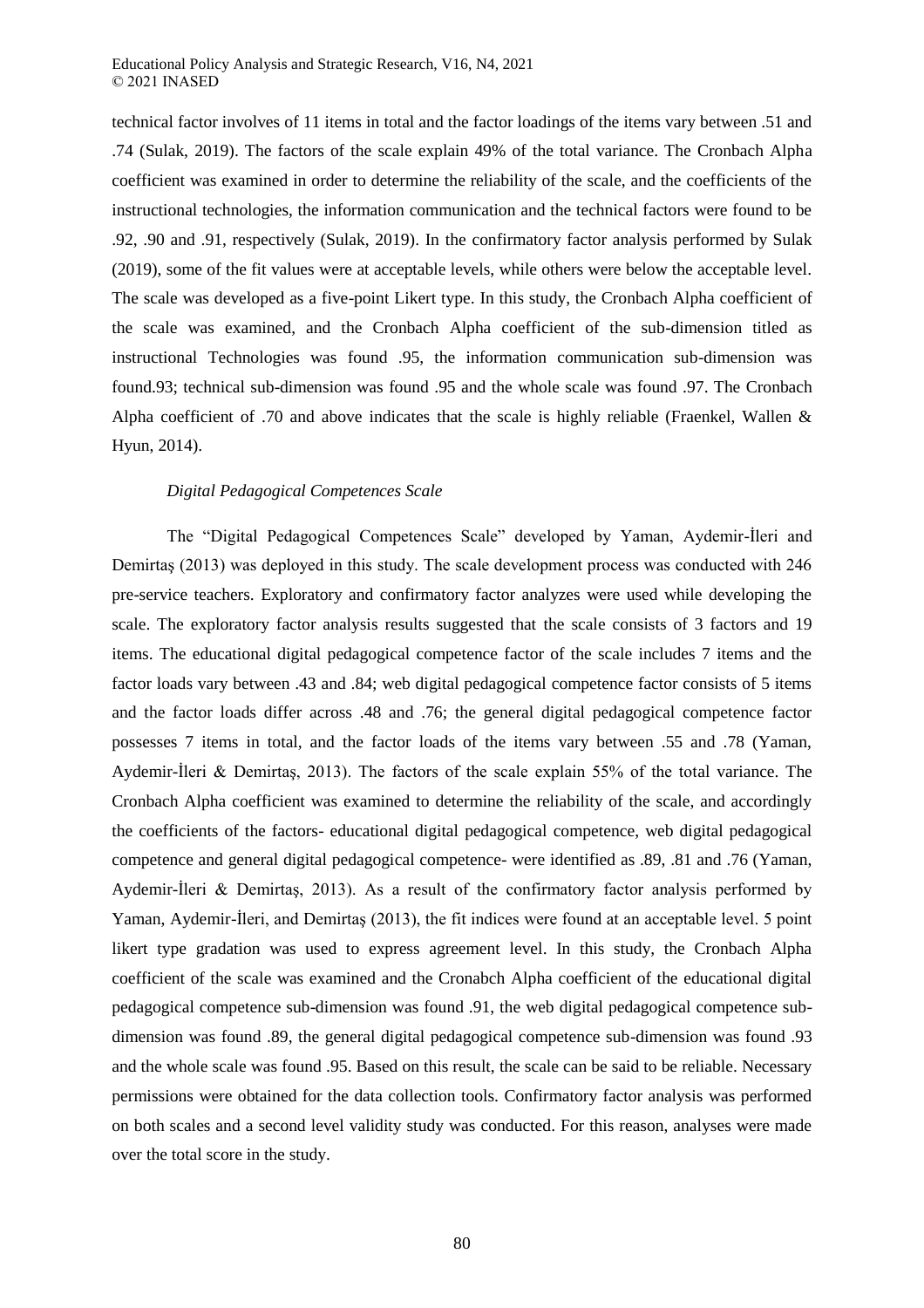technical factor involves of 11 items in total and the factor loadings of the items vary between .51 and .74 (Sulak, 2019). The factors of the scale explain 49% of the total variance. The Cronbach Alpha coefficient was examined in order to determine the reliability of the scale, and the coefficients of the instructional technologies, the information communication and the technical factors were found to be .92, .90 and .91, respectively (Sulak, 2019). In the confirmatory factor analysis performed by Sulak (2019), some of the fit values were at acceptable levels, while others were below the acceptable level. The scale was developed as a five-point Likert type. In this study, the Cronbach Alpha coefficient of the scale was examined, and the Cronbach Alpha coefficient of the sub-dimension titled as instructional Technologies was found .95, the information communication sub-dimension was found.93; technical sub-dimension was found .95 and the whole scale was found .97. The Cronbach Alpha coefficient of .70 and above indicates that the scale is highly reliable (Fraenkel, Wallen & Hyun, 2014).

*Digital Pedagogical Competences Scale*

The "Digital Pedagogical Competences Scale" developed by Yaman, Aydemir-İleri and Demirtaş (2013) was deployed in this study. The scale development process was conducted with 246 pre-service teachers. Exploratory and confirmatory factor analyzes were used while developing the scale. The exploratory factor analysis results suggested that the scale consists of 3 factors and 19 items. The educational digital pedagogical competence factor of the scale includes 7 items and the factor loads vary between .43 and .84; web digital pedagogical competence factor consists of 5 items and the factor loads differ across .48 and .76; the general digital pedagogical competence factor possesses 7 items in total, and the factor loads of the items vary between .55 and .78 (Yaman, Aydemir-İleri & Demirtaş, 2013). The factors of the scale explain 55% of the total variance. The Cronbach Alpha coefficient was examined to determine the reliability of the scale, and accordingly the coefficients of the factors- educational digital pedagogical competence, web digital pedagogical competence and general digital pedagogical competence- were identified as .89, .81 and .76 (Yaman, Aydemir-İleri & Demirtaş, 2013). As a result of the confirmatory factor analysis performed by Yaman, Aydemir-İleri, and Demirtaş (2013), the fit indices were found at an acceptable level. 5 point likert type gradation was used to express agreement level. In this study, the Cronbach Alpha coefficient of the scale was examined and the Cronabch Alpha coefficient of the educational digital pedagogical competence sub-dimension was found .91, the web digital pedagogical competence sub-dimension was found .89, the general digital pedagogical competence sub-dimension was found .93 and the whole scale was found .95. Based on this result, the scale can be said to be reliable. Necessary permissions were obtained for the data collection tools. Confirmatory factor analysis was performed on both scales and a second level validity study was conducted. For this reason, analyses were made over the total score in the study.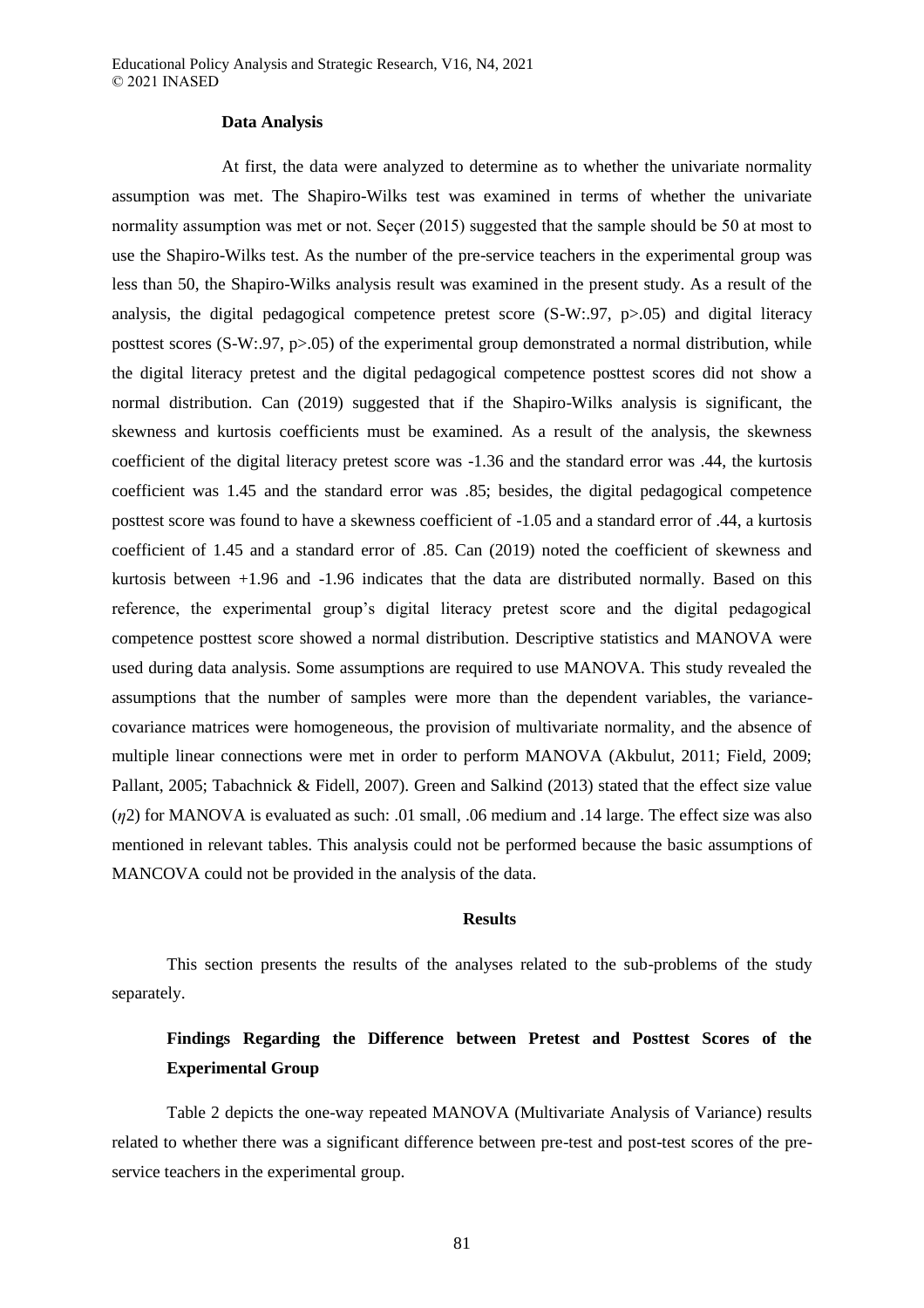### Data Analysis

At first, the data were analyzed to determine as to whether the univariate normality assumption was met. The Shapiro-Wilks test was examined in terms of whether the univariate normality assumption was met or not. Seçer (2015) suggested that the sample should be 50 at most to use the Shapiro-Wilks test. As the number of the pre-service teachers in the experimental group was less than 50, the Shapiro-Wilks analysis result was examined in the present study. As a result of the analysis, the digital pedagogical competence pretest score (S-W:.97, $p>.05$) and digital literacy posttest scores (S-W:.97, $p>.05$) of the experimental group demonstrated a normal distribution, while the digital literacy pretest and the digital pedagogical competence posttest scores did not show a normal distribution. Can (2019) suggested that if the Shapiro-Wilks analysis is significant, the skewness and kurtosis coefficients must be examined. As a result of the analysis, the skewness coefficient of the digital literacy pretest score was -1.36 and the standard error was .44, the kurtosis coefficient was 1.45 and the standard error was .85; besides, the digital pedagogical competence posttest score was found to have a skewness coefficient of -1.05 and a standard error of .44, a kurtosis coefficient of 1.45 and a standard error of .85. Can (2019) noted the coefficient of skewness and kurtosis between +1.96 and -1.96 indicates that the data are distributed normally. Based on this reference, the experimental group's digital literacy pretest score and the digital pedagogical competence posttest score showed a normal distribution. Descriptive statistics and MANOVA were used during data analysis. Some assumptions are required to use MANOVA. This study revealed the assumptions that the number of samples were more than the dependent variables, the variance-covariance matrices were homogeneous, the provision of multivariate normality, and the absence of multiple linear connections were met in order to perform MANOVA (Akbulut, 2011; Field, 2009; Pallant, 2005; Tabachnick & Fidell, 2007). Green and Salkind (2013) stated that the effect size value ($\eta 2$) for MANOVA is evaluated as such: .01 small, .06 medium and .14 large. The effect size was also mentioned in relevant tables. This analysis could not be performed because the basic assumptions of MANCOVA could not be provided in the analysis of the data.

## Results

This section presents the results of the analyses related to the sub-problems of the study separately.

### Findings Regarding the Difference between Pretest and Posttest Scores of the Experimental Group

Table 2 depicts the one-way repeated MANOVA (Multivariate Analysis of Variance) results related to whether there was a significant difference between pre-test and post-test scores of the pre-service teachers in the experimental group.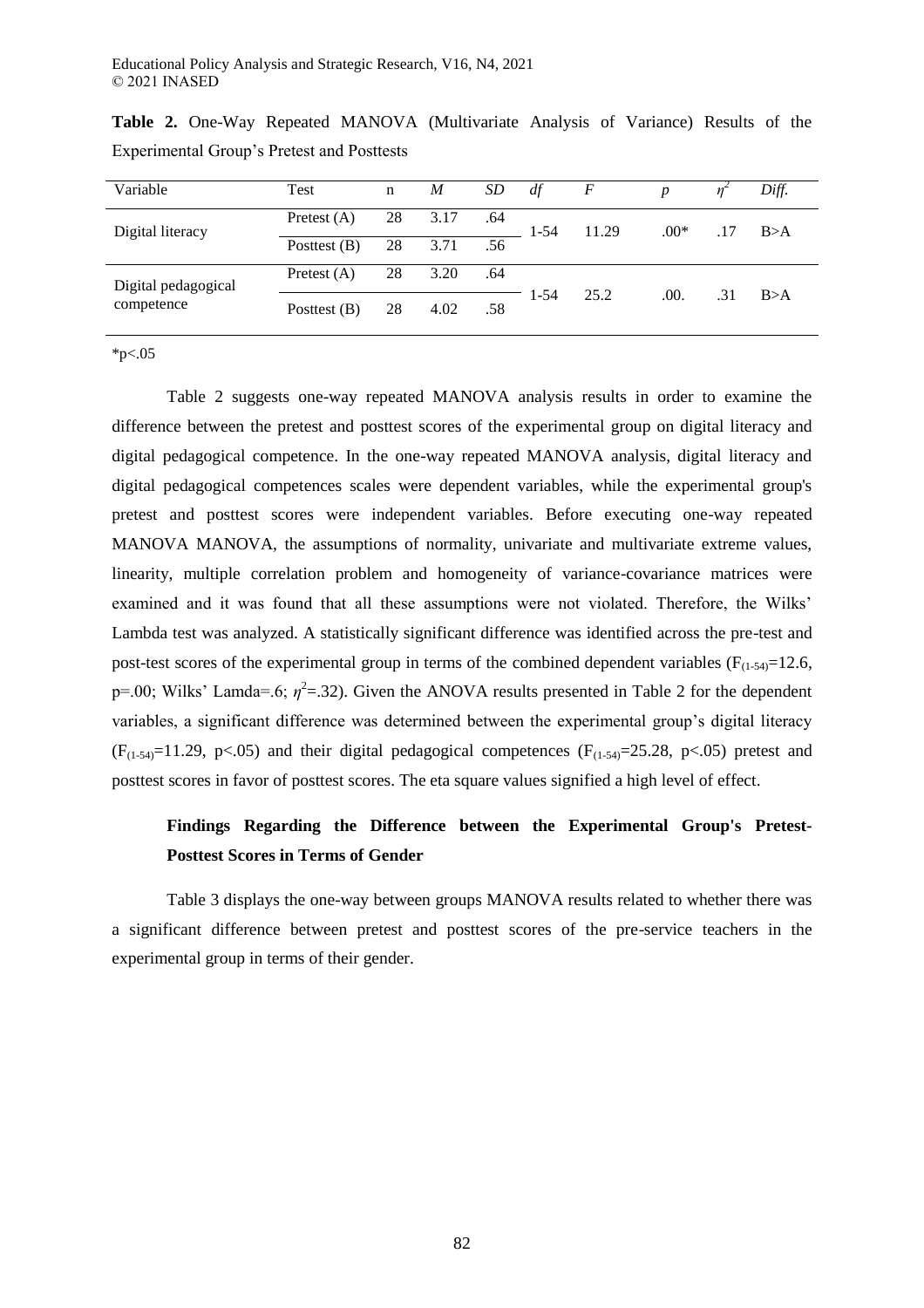**Table 2.** One-Way Repeated MANOVA (Multivariate Analysis of Variance) Results of the Experimental Group's Pretest and Posttests

| Variable | Test | n | *M* | *SD* | *df* | *F* | *p* | $\eta^2$ | *Diff.* |
|---|---|---|---|---|---|---|---|---|---|
| Digital literacy | Pretest (A) | 28 | 3.17 | .64 | 1-54 | 11.29 | .00* | .17 | B>A |
| | Posttest (B) | 28 | 3.71 | .56 | | | | | |
| Digital pedagogical competence | Pretest (A) | 28 | 3.20 | .64 | 1-54 | 25.2 | .00. | .31 | B>A |
| | Posttest (B) | 28 | 4.02 | .58 | | | | | |

*p<.05

Table 2 suggests one-way repeated MANOVA analysis results in order to examine the difference between the pretest and posttest scores of the experimental group on digital literacy and digital pedagogical competence. In the one-way repeated MANOVA analysis, digital literacy and digital pedagogical competences scales were dependent variables, while the experimental group's pretest and posttest scores were independent variables. Before executing one-way repeated MANOVA MANOVA, the assumptions of normality, univariate and multivariate extreme values, linearity, multiple correlation problem and homogeneity of variance-covariance matrices were examined and it was found that all these assumptions were not violated. Therefore, the Wilks' Lambda test was analyzed. A statistically significant difference was identified across the pre-test and post-test scores of the experimental group in terms of the combined dependent variables ($F_{(1-54)}=12.6$, p=.00; Wilks' Lamda=.6; $\eta^2=.32$). Given the ANOVA results presented in Table 2 for the dependent variables, a significant difference was determined between the experimental group's digital literacy ($F_{(1-54)}=11.29$, $p<.05$) and their digital pedagogical competences ($F_{(1-54)}=25.28$, $p<.05$) pretest and posttest scores in favor of posttest scores. The eta square values signified a high level of effect.

### Findings Regarding the Difference between the Experimental Group's Pretest-Posttest Scores in Terms of Gender

Table 3 displays the one-way between groups MANOVA results related to whether there was a significant difference between pretest and posttest scores of the pre-service teachers in the experimental group in terms of their gender.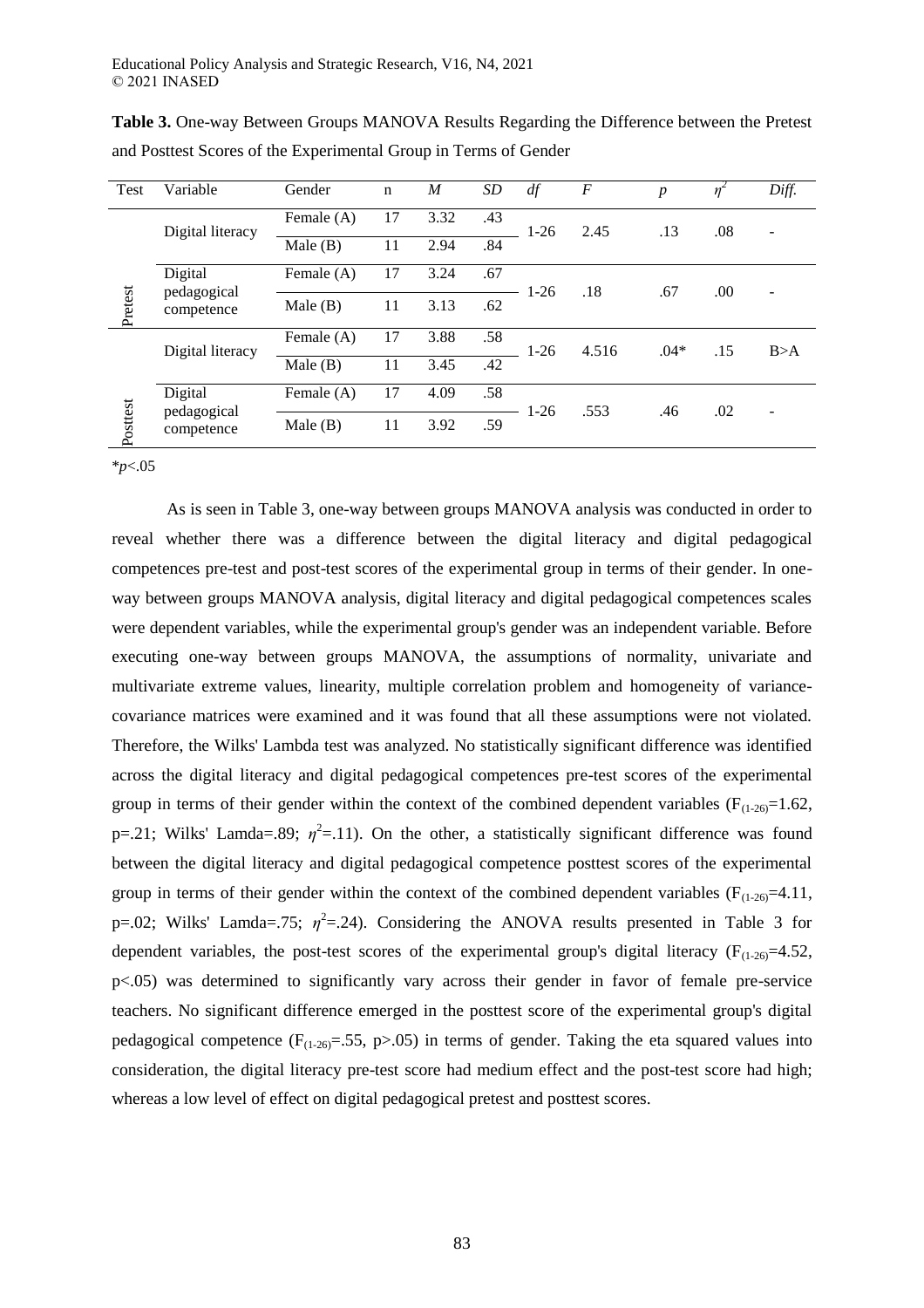**Table 3.** One-way Between Groups MANOVA Results Regarding the Difference between the Pretest and Posttest Scores of the Experimental Group in Terms of Gender

| Test | Variable | Gender | n | *M* | *SD* | *df* | *F* | *p* | $\eta^2$ | *Diff.* |
|---|---|---|---|---|---|---|---|---|---|---|
| Pretest | Digital literacy | Female (A) | 17 | 3.32 | .43 | 1-26 | 2.45 | .13 | .08 | - |
| | | Male (B) | 11 | 2.94 | .84 | | | | | |
| | Digital pedagogical competence | Female (A) | 17 | 3.24 | .67 | 1-26 | .18 | .67 | .00 | - |
| | | Male (B) | 11 | 3.13 | .62 | | | | | |
| Posttest | Digital literacy | Female (A) | 17 | 3.88 | .58 | 1-26 | 4.516 | .04* | .15 | B>A |
| | | Male (B) | 11 | 3.45 | .42 | | | | | |
| | Digital pedagogical competence | Female (A) | 17 | 4.09 | .58 | 1-26 | .553 | .46 | .02 | - |
| | | Male (B) | 11 | 3.92 | .59 | | | | | |

*$p$<.05

As is seen in Table 3, one-way between groups MANOVA analysis was conducted in order to reveal whether there was a difference between the digital literacy and digital pedagogical competences pre-test and post-test scores of the experimental group in terms of their gender. In one-way between groups MANOVA analysis, digital literacy and digital pedagogical competences scales were dependent variables, while the experimental group's gender was an independent variable. Before executing one-way between groups MANOVA, the assumptions of normality, univariate and multivariate extreme values, linearity, multiple correlation problem and homogeneity of variance-covariance matrices were examined and it was found that all these assumptions were not violated. Therefore, the Wilks' Lambda test was analyzed. No statistically significant difference was identified across the digital literacy and digital pedagogical competences pre-test scores of the experimental group in terms of their gender within the context of the combined dependent variables ($F_{(1\text{-}26)}$=1.62, p=.21; Wilks' Lamda=.89; $\eta^2$=.11). On the other, a statistically significant difference was found between the digital literacy and digital pedagogical competence posttest scores of the experimental group in terms of their gender within the context of the combined dependent variables ($F_{(1\text{-}26)}$=4.11, p=.02; Wilks' Lamda=.75; $\eta^2$=.24). Considering the ANOVA results presented in Table 3 for dependent variables, the post-test scores of the experimental group's digital literacy ($F_{(1\text{-}26)}$=4.52, p<.05) was determined to significantly vary across their gender in favor of female pre-service teachers. No significant difference emerged in the posttest score of the experimental group's digital pedagogical competence ($F_{(1\text{-}26)}$=.55, p>.05) in terms of gender. Taking the eta squared values into consideration, the digital literacy pre-test score had medium effect and the post-test score had high; whereas a low level of effect on digital pedagogical pretest and posttest scores.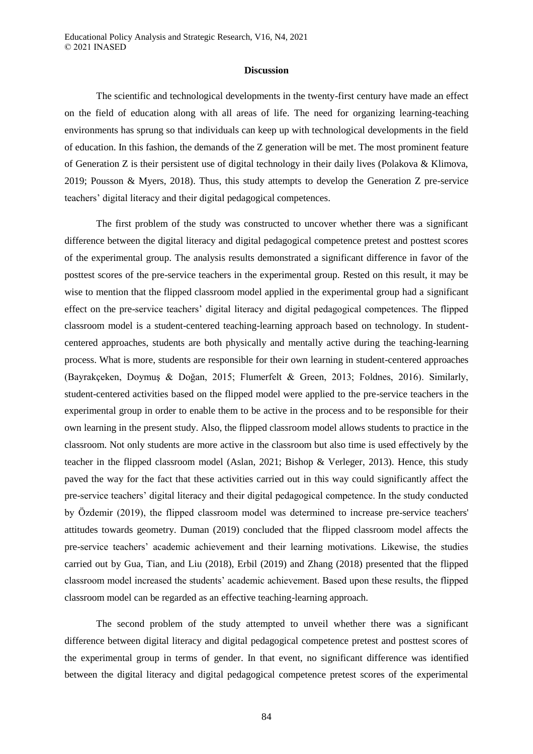## Discussion

The scientific and technological developments in the twenty-first century have made an effect on the field of education along with all areas of life. The need for organizing learning-teaching environments has sprung so that individuals can keep up with technological developments in the field of education. In this fashion, the demands of the Z generation will be met. The most prominent feature of Generation Z is their persistent use of digital technology in their daily lives (Polakova & Klimova, 2019; Pousson & Myers, 2018). Thus, this study attempts to develop the Generation Z pre-service teachers' digital literacy and their digital pedagogical competences.

The first problem of the study was constructed to uncover whether there was a significant difference between the digital literacy and digital pedagogical competence pretest and posttest scores of the experimental group. The analysis results demonstrated a significant difference in favor of the posttest scores of the pre-service teachers in the experimental group. Rested on this result, it may be wise to mention that the flipped classroom model applied in the experimental group had a significant effect on the pre-service teachers' digital literacy and digital pedagogical competences. The flipped classroom model is a student-centered teaching-learning approach based on technology. In student-centered approaches, students are both physically and mentally active during the teaching-learning process. What is more, students are responsible for their own learning in student-centered approaches (Bayrakçeken, Doymuş & Doğan, 2015; Flumerfelt & Green, 2013; Foldnes, 2016). Similarly, student-centered activities based on the flipped model were applied to the pre-service teachers in the experimental group in order to enable them to be active in the process and to be responsible for their own learning in the present study. Also, the flipped classroom model allows students to practice in the classroom. Not only students are more active in the classroom but also time is used effectively by the teacher in the flipped classroom model (Aslan, 2021; Bishop & Verleger, 2013). Hence, this study paved the way for the fact that these activities carried out in this way could significantly affect the pre-service teachers' digital literacy and their digital pedagogical competence. In the study conducted by Özdemir (2019), the flipped classroom model was determined to increase pre-service teachers' attitudes towards geometry. Duman (2019) concluded that the flipped classroom model affects the pre-service teachers' academic achievement and their learning motivations. Likewise, the studies carried out by Gua, Tian, and Liu (2018), Erbil (2019) and Zhang (2018) presented that the flipped classroom model increased the students' academic achievement. Based upon these results, the flipped classroom model can be regarded as an effective teaching-learning approach.

The second problem of the study attempted to unveil whether there was a significant difference between digital literacy and digital pedagogical competence pretest and posttest scores of the experimental group in terms of gender. In that event, no significant difference was identified between the digital literacy and digital pedagogical competence pretest scores of the experimental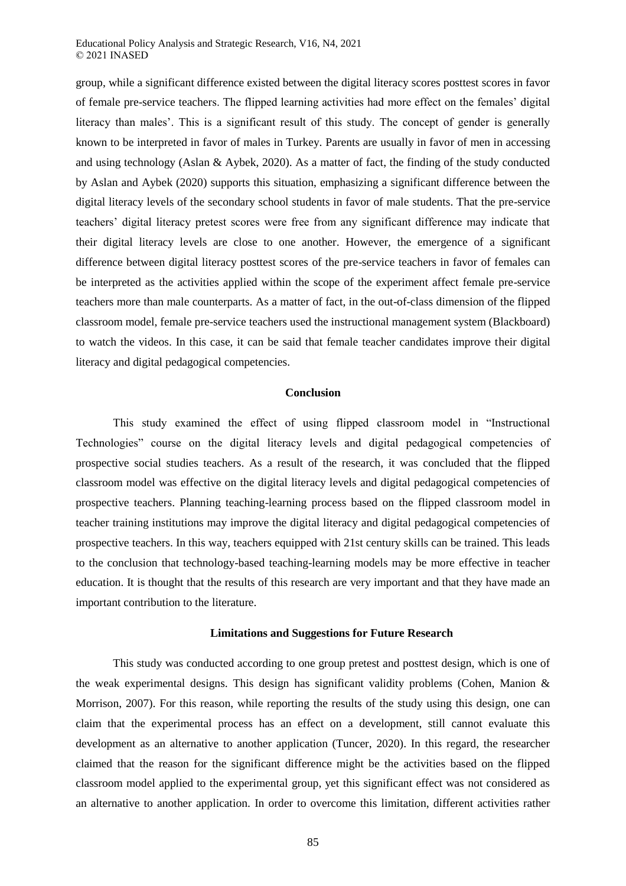group, while a significant difference existed between the digital literacy scores posttest scores in favor of female pre-service teachers. The flipped learning activities had more effect on the females' digital literacy than males'. This is a significant result of this study. The concept of gender is generally known to be interpreted in favor of males in Turkey. Parents are usually in favor of men in accessing and using technology (Aslan & Aybek, 2020). As a matter of fact, the finding of the study conducted by Aslan and Aybek (2020) supports this situation, emphasizing a significant difference between the digital literacy levels of the secondary school students in favor of male students. That the pre-service teachers' digital literacy pretest scores were free from any significant difference may indicate that their digital literacy levels are close to one another. However, the emergence of a significant difference between digital literacy posttest scores of the pre-service teachers in favor of females can be interpreted as the activities applied within the scope of the experiment affect female pre-service teachers more than male counterparts. As a matter of fact, in the out-of-class dimension of the flipped classroom model, female pre-service teachers used the instructional management system (Blackboard) to watch the videos. In this case, it can be said that female teacher candidates improve their digital literacy and digital pedagogical competencies.

## Conclusion

This study examined the effect of using flipped classroom model in "Instructional Technologies" course on the digital literacy levels and digital pedagogical competencies of prospective social studies teachers. As a result of the research, it was concluded that the flipped classroom model was effective on the digital literacy levels and digital pedagogical competencies of prospective teachers. Planning teaching-learning process based on the flipped classroom model in teacher training institutions may improve the digital literacy and digital pedagogical competencies of prospective teachers. In this way, teachers equipped with 21st century skills can be trained. This leads to the conclusion that technology-based teaching-learning models may be more effective in teacher education. It is thought that the results of this research are very important and that they have made an important contribution to the literature.

## Limitations and Suggestions for Future Research

This study was conducted according to one group pretest and posttest design, which is one of the weak experimental designs. This design has significant validity problems (Cohen, Manion & Morrison, 2007). For this reason, while reporting the results of the study using this design, one can claim that the experimental process has an effect on a development, still cannot evaluate this development as an alternative to another application (Tuncer, 2020). In this regard, the researcher claimed that the reason for the significant difference might be the activities based on the flipped classroom model applied to the experimental group, yet this significant effect was not considered as an alternative to another application. In order to overcome this limitation, different activities rather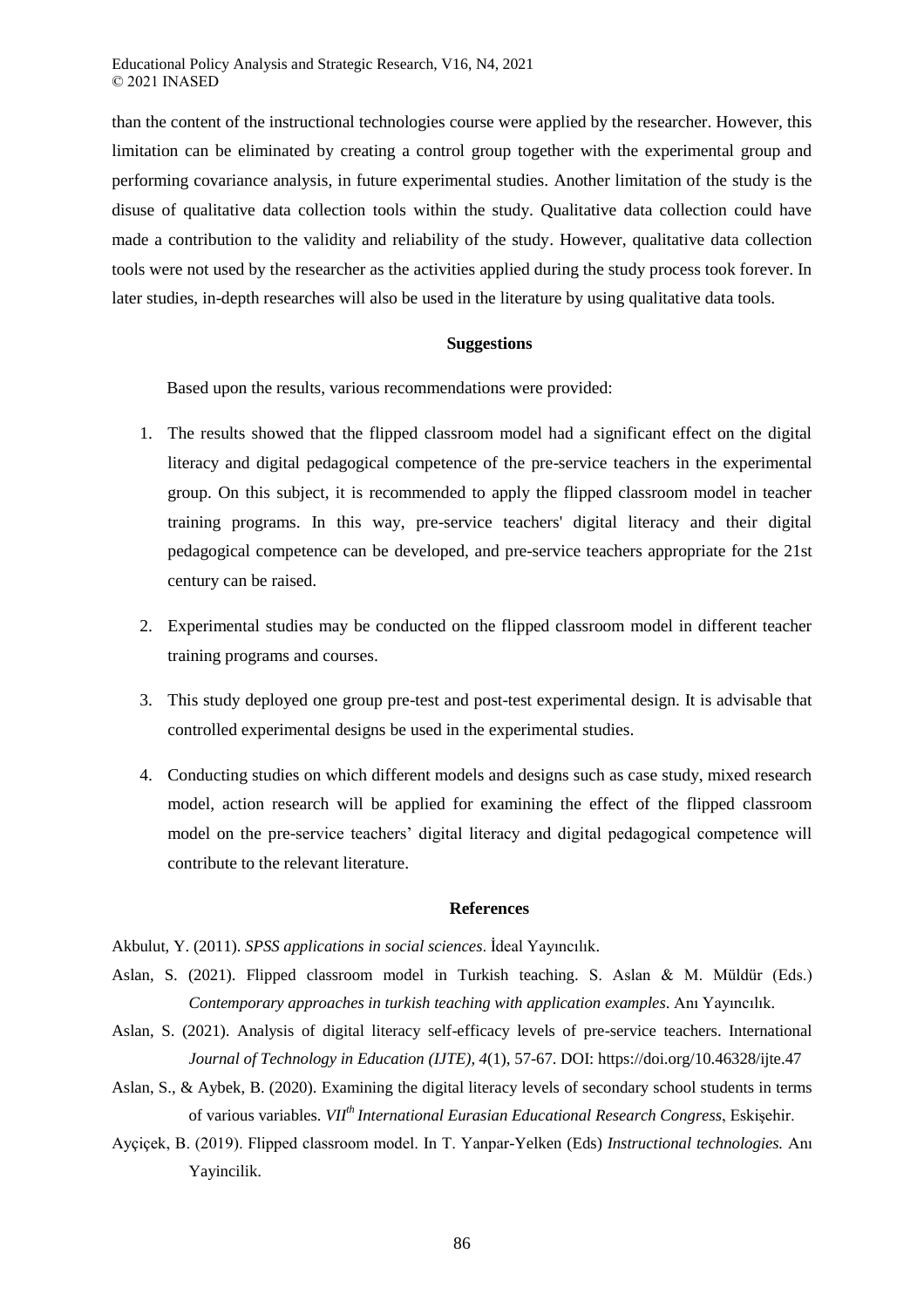than the content of the instructional technologies course were applied by the researcher. However, this limitation can be eliminated by creating a control group together with the experimental group and performing covariance analysis, in future experimental studies. Another limitation of the study is the disuse of qualitative data collection tools within the study. Qualitative data collection could have made a contribution to the validity and reliability of the study. However, qualitative data collection tools were not used by the researcher as the activities applied during the study process took forever. In later studies, in-depth researches will also be used in the literature by using qualitative data tools.

## Suggestions

Based upon the results, various recommendations were provided:

1. The results showed that the flipped classroom model had a significant effect on the digital literacy and digital pedagogical competence of the pre-service teachers in the experimental group. On this subject, it is recommended to apply the flipped classroom model in teacher training programs. In this way, pre-service teachers' digital literacy and their digital pedagogical competence can be developed, and pre-service teachers appropriate for the 21st century can be raised.

2. Experimental studies may be conducted on the flipped classroom model in different teacher training programs and courses.

3. This study deployed one group pre-test and post-test experimental design. It is advisable that controlled experimental designs be used in the experimental studies.

4. Conducting studies on which different models and designs such as case study, mixed research model, action research will be applied for examining the effect of the flipped classroom model on the pre-service teachers' digital literacy and digital pedagogical competence will contribute to the relevant literature.

## References

Akbulut, Y. (2011). *SPSS applications in social sciences*. İdeal Yayıncılık.

Aslan, S. (2021). Flipped classroom model in Turkish teaching. S. Aslan & M. Müldür (Eds.) *Contemporary approaches in turkish teaching with application examples*. Anı Yayıncılık.

Aslan, S. (2021). Analysis of digital literacy self-efficacy levels of pre-service teachers. International *Journal of Technology in Education (IJTE), 4*(1), 57-67. DOI: https://doi.org/10.46328/ijte.47

Aslan, S., & Aybek, B. (2020). Examining the digital literacy levels of secondary school students in terms of various variables. *VII[th] International Eurasian Educational Research Congress*, Eskişehir.

Ayçiçek, B. (2019). Flipped classroom model. In T. Yanpar-Yelken (Eds) *Instructional technologies.* Anı Yayincilik.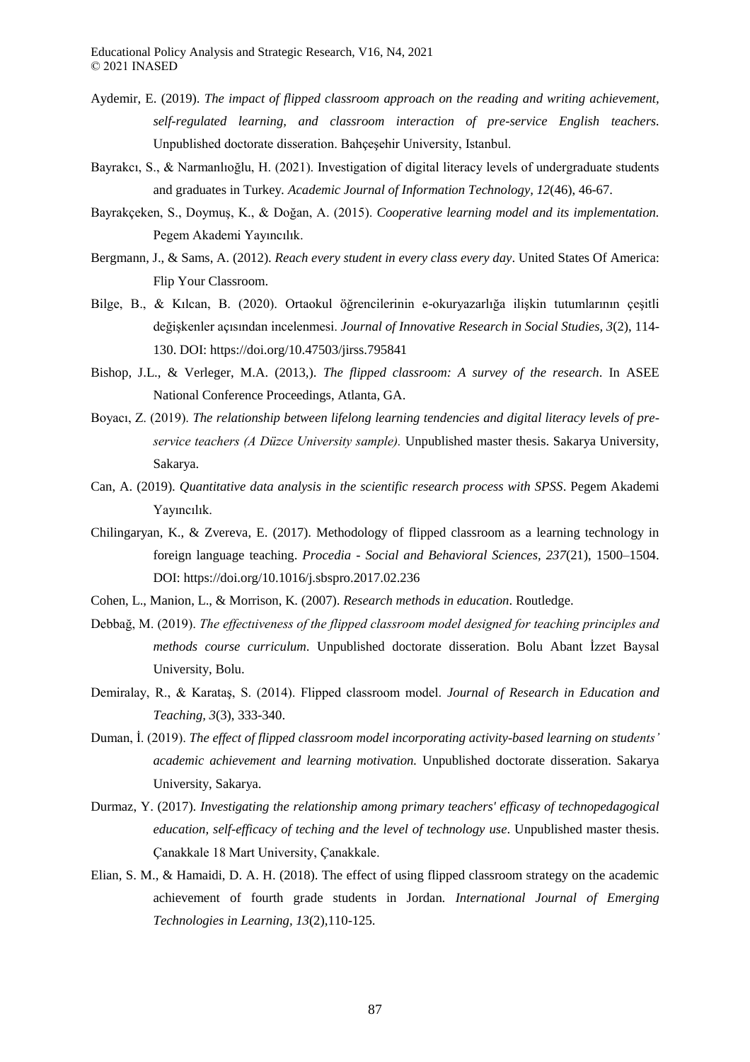Aydemir, E. (2019). *The impact of flipped classroom approach on the reading and writing achievement, self-regulated learning, and classroom interaction of pre-service English teachers.* Unpublished doctorate disseration. Bahçeşehir University, Istanbul.

Bayrakcı, S., & Narmanlıoğlu, H. (2021). Investigation of digital literacy levels of undergraduate students and graduates in Turkey. *Academic Journal of Information Technology, 12*(46), 46-67.

Bayrakçeken, S., Doymuş, K., & Doğan, A. (2015). *Cooperative learning model and its implementation.* Pegem Akademi Yayıncılık.

Bergmann, J., & Sams, A. (2012). *Reach every student in every class every day*. United States Of America: Flip Your Classroom.

Bilge, B., & Kılcan, B. (2020). Ortaokul öğrencilerinin e-okuryazarlığa ilişkin tutumlarının çeşitli değişkenler açısından incelenmesi. *Journal of Innovative Research in Social Studies, 3*(2), 114-130. DOI: https://doi.org/10.47503/jirss.795841

Bishop, J.L., & Verleger, M.A. (2013,). *The flipped classroom: A survey of the research*. In ASEE National Conference Proceedings, Atlanta, GA.

Boyacı, Z. (2019). *The relationship between lifelong learning tendencies and digital literacy levels of pre-service teachers (A Düzce University sample).* Unpublished master thesis. Sakarya University, Sakarya.

Can, A. (2019). *Quantitative data analysis in the scientific research process with SPSS*. Pegem Akademi Yayıncılık.

Chilingaryan, K., & Zvereva, E. (2017). Methodology of flipped classroom as a learning technology in foreign language teaching. *Procedia - Social and Behavioral Sciences, 237*(21), 1500–1504. DOI: https://doi.org/10.1016/j.sbspro.2017.02.236

Cohen, L., Manion, L., & Morrison, K. (2007). *Research methods in education*. Routledge.

Debbağ, M. (2019). *The effectiveness of the flipped classroom model designed for teaching principles and methods course curriculum*. Unpublished doctorate disseration. Bolu Abant İzzet Baysal University, Bolu.

Demiralay, R., & Karataş, S. (2014). Flipped classroom model. *Journal of Research in Education and Teaching, 3*(3), 333-340.

Duman, İ. (2019). *The effect of flipped classroom model incorporating activity-based learning on students' academic achievement and learning motivation.* Unpublished doctorate disseration. Sakarya University, Sakarya.

Durmaz, Y. (2017). *Investigating the relationship among primary teachers' efficasy of technopedagogical education, self-efficacy of teching and the level of technology use*. Unpublished master thesis. Çanakkale 18 Mart University, Çanakkale.

Elian, S. M., & Hamaidi, D. A. H. (2018). The effect of using flipped classroom strategy on the academic achievement of fourth grade students in Jordan. *International Journal of Emerging Technologies in Learning, 13*(2),110-125.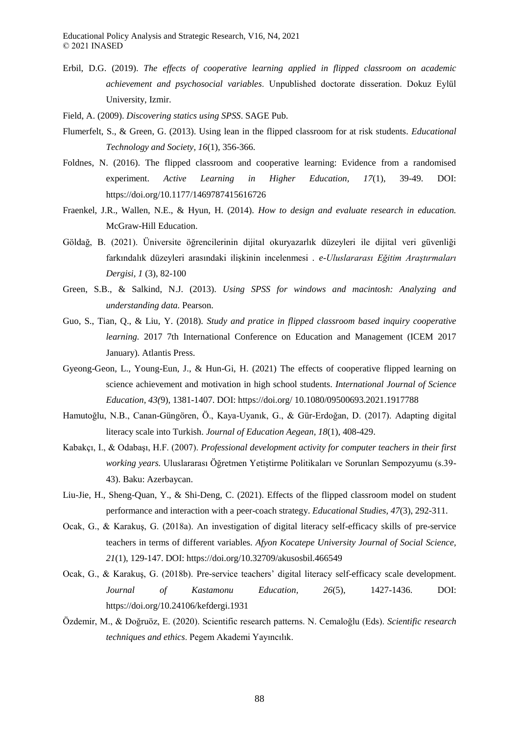Erbil, D.G. (2019). *The effects of cooperative learning applied in flipped classroom on academic achievement and psychosocial variables*. Unpublished doctorate disseration. Dokuz Eylül University, Izmir.

Field, A. (2009). *Discovering statics using SPSS*. SAGE Pub.

Flumerfelt, S., & Green, G. (2013). Using lean in the flipped classroom for at risk students. *Educational Technology and Society, 16*(1), 356-366.

Foldnes, N. (2016). The flipped classroom and cooperative learning: Evidence from a randomised experiment. *Active Learning in Higher Education, 17*(1), 39-49. DOI: https://doi.org/10.1177/1469787415616726

Fraenkel, J.R., Wallen, N.E., & Hyun, H. (2014). *How to design and evaluate research in education.* McGraw-Hill Education.

Göldağ, B. (2021). Üniversite öğrencilerinin dijital okuryazarlık düzeyleri ile dijital veri güvenliği farkındalık düzeyleri arasındaki ilişkinin incelenmesi . *e-Uluslararası Eğitim Araştırmaları Dergisi, 1* (3), 82-100

Green, S.B., & Salkind, N.J. (2013). *Using SPSS for windows and macintosh: Analyzing and understanding data.* Pearson.

Guo, S., Tian, Q., & Liu, Y. (2018). *Study and pratice in flipped classroom based inquiry cooperative learning.* 2017 7th International Conference on Education and Management (ICEM 2017 January). Atlantis Press.

Gyeong-Geon, L., Young-Eun, J., & Hun-Gi, H. (2021) The effects of cooperative flipped learning on science achievement and motivation in high school students. *International Journal of Science Education, 43(*9), 1381-1407. DOI: https://doi.org/ 10.1080/09500693.2021.1917788

Hamutoğlu, N.B., Canan-Güngören, Ö., Kaya-Uyanık, G., & Gür-Erdoğan, D. (2017). Adapting digital literacy scale into Turkish. *Journal of Education Aegean, 18*(1), 408-429.

Kabakçı, I., & Odabaşı, H.F. (2007). *Professional development activity for computer teachers in their first working years.* Uluslararası Öğretmen Yetiştirme Politikaları ve Sorunları Sempozyumu (s.39-43). Baku: Azerbaycan.

Liu-Jie, H., Sheng-Quan, Y., & Shi-Deng, C. (2021). Effects of the flipped classroom model on student performance and interaction with a peer-coach strategy. *Educational Studies, 47*(3), 292-311.

Ocak, G., & Karakuş, G. (2018a). An investigation of digital literacy self-efficacy skills of pre-service teachers in terms of different variables. *Afyon Kocatepe University Journal of Social Science, 21*(1), 129-147. DOI: https://doi.org/10.32709/akusosbil.466549

Ocak, G., & Karakuş, G. (2018b). Pre-service teachers' digital literacy self-efficacy scale development. *Journal of Kastamonu Education, 26*(5), 1427-1436. DOI: https://doi.org/10.24106/kefdergi.1931

Özdemir, M., & Doğruöz, E. (2020). Scientific research patterns. N. Cemaloğlu (Eds). *Scientific research techniques and ethics*. Pegem Akademi Yayıncılık.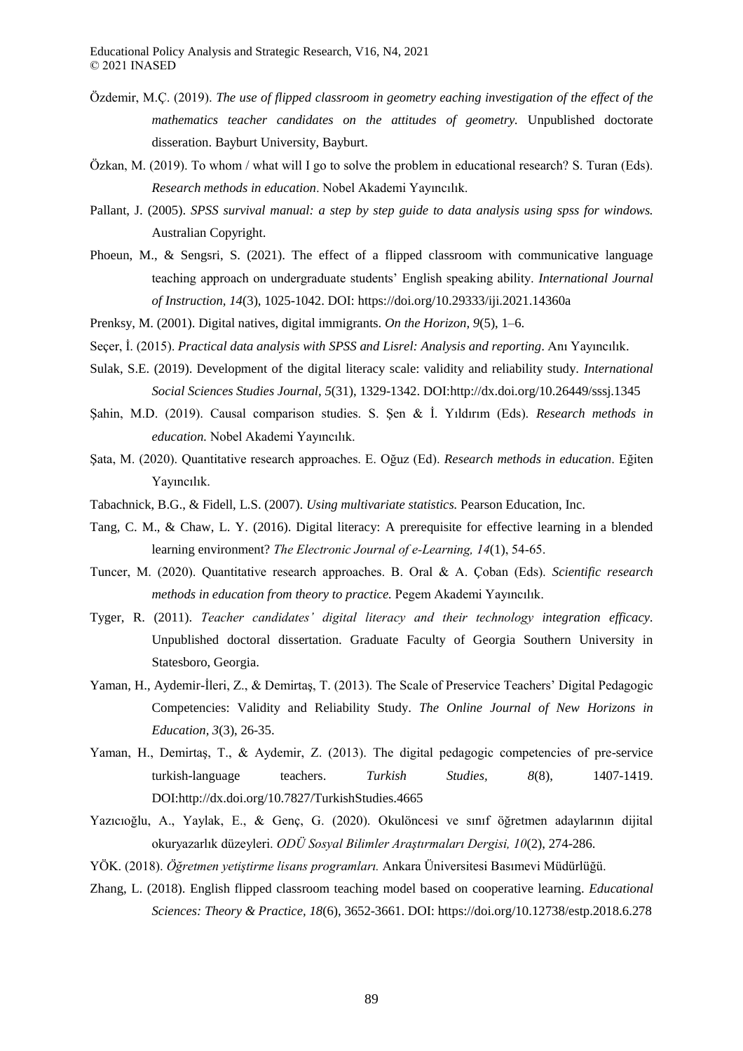Özdemir, M.Ç. (2019). *The use of flipped classroom in geometry eaching investigation of the effect of the mathematics teacher candidates on the attitudes of geometry.* Unpublished doctorate disseration. Bayburt University, Bayburt.

Özkan, M. (2019). To whom / what will I go to solve the problem in educational research? S. Turan (Eds). *Research methods in education*. Nobel Akademi Yayıncılık.

Pallant, J. (2005). *SPSS survival manual: a step by step guide to data analysis using spss for windows.* Australian Copyright.

Phoeun, M., & Sengsri, S. (2021). The effect of a flipped classroom with communicative language teaching approach on undergraduate students' English speaking ability. *International Journal of Instruction, 14*(3), 1025-1042. DOI: https://doi.org/10.29333/iji.2021.14360a

Prenksy, M. (2001). Digital natives, digital immigrants. *On the Horizon, 9*(5), 1–6.

Seçer, İ. (2015). *Practical data analysis with SPSS and Lisrel: Analysis and reporting*. Anı Yayıncılık.

Sulak, S.E. (2019). Development of the digital literacy scale: validity and reliability study. *International Social Sciences Studies Journal, 5*(31), 1329-1342. DOI:http://dx.doi.org/10.26449/sssj.1345

Şahin, M.D. (2019). Causal comparison studies. S. Şen & İ. Yıldırım (Eds). *Research methods in education.* Nobel Akademi Yayıncılık.

Şata, M. (2020). Quantitative research approaches. E. Oğuz (Ed). *Research methods in education*. Eğiten Yayıncılık.

Tabachnick, B.G., & Fidell, L.S. (2007). *Using multivariate statistics.* Pearson Education, Inc.

Tang, C. M., & Chaw, L. Y. (2016). Digital literacy: A prerequisite for effective learning in a blended learning environment? *The Electronic Journal of e-Learning, 14*(1), 54-65.

Tuncer, M. (2020). Quantitative research approaches. B. Oral & A. Çoban (Eds). *Scientific research methods in education from theory to practice.* Pegem Akademi Yayıncılık.

Tyger, R. (2011). *Teacher candidates' digital literacy and their technology integration efficacy.* Unpublished doctoral dissertation. Graduate Faculty of Georgia Southern University in Statesboro, Georgia.

Yaman, H., Aydemir-İleri, Z., & Demirtaş, T. (2013). The Scale of Preservice Teachers' Digital Pedagogic Competencies: Validity and Reliability Study. *The Online Journal of New Horizons in Education, 3*(3), 26-35.

Yaman, H., Demirtaş, T., & Aydemir, Z. (2013). The digital pedagogic competencies of pre-service turkish-language teachers. *Turkish Studies, 8*(8), 1407-1419. DOI:http://dx.doi.org/10.7827/TurkishStudies.4665

Yazıcıoğlu, A., Yaylak, E., & Genç, G. (2020). Okulöncesi ve sınıf öğretmen adaylarının dijital okuryazarlık düzeyleri. *ODÜ Sosyal Bilimler Araştırmaları Dergisi, 10*(2), 274-286.

YÖK. (2018). *Öğretmen yetiştirme lisans programları.* Ankara Üniversitesi Basımevi Müdürlüğü.

Zhang, L. (2018). English flipped classroom teaching model based on cooperative learning. *Educational Sciences: Theory & Practice, 18*(6), 3652-3661. DOI: https://doi.org/10.12738/estp.2018.6.278